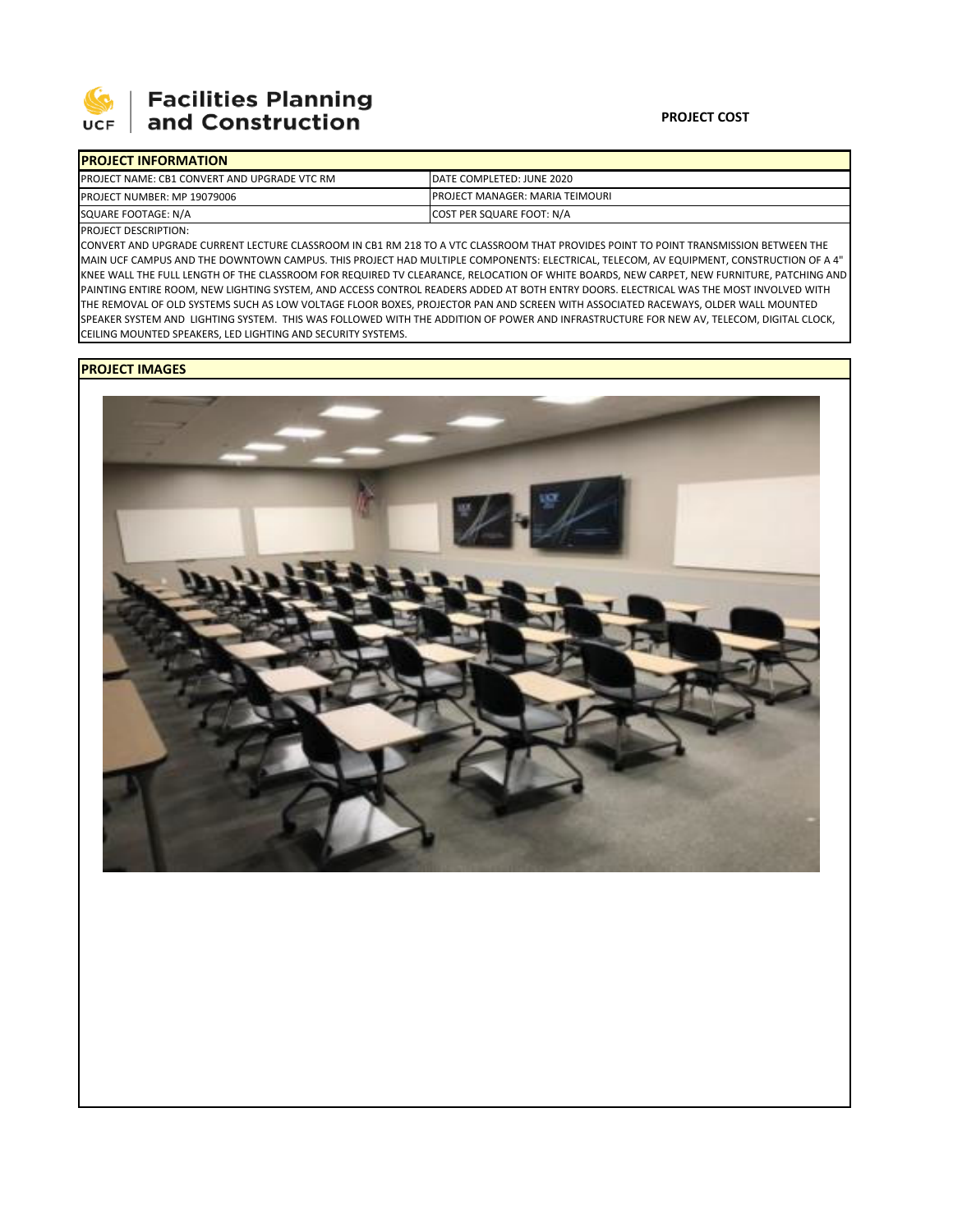**Facilities Planning and Construction**

**PROJECT COST**

## PROJECT INFORMATION

| PROJECT NAME: CB1 CONVERT AND UPGRADE VTC RM | DATE COMPLETED: JUNE 2020 |
|---|---|
| PROJECT NUMBER: MP 19079006 | PROJECT MANAGER: MARIA TEIMOURI |
| SQUARE FOOTAGE: N/A | COST PER SQUARE FOOT: N/A |

PROJECT DESCRIPTION:

CONVERT AND UPGRADE CURRENT LECTURE CLASSROOM IN CB1 RM 218 TO A VTC CLASSROOM THAT PROVIDES POINT TO POINT TRANSMISSION BETWEEN THE MAIN UCF CAMPUS AND THE DOWNTOWN CAMPUS. THIS PROJECT HAD MULTIPLE COMPONENTS: ELECTRICAL, TELECOM, AV EQUIPMENT, CONSTRUCTION OF A 4" KNEE WALL THE FULL LENGTH OF THE CLASSROOM FOR REQUIRED TV CLEARANCE, RELOCATION OF WHITE BOARDS, NEW CARPET, NEW FURNITURE, PATCHING AND PAINTING ENTIRE ROOM, NEW LIGHTING SYSTEM, AND ACCESS CONTROL READERS ADDED AT BOTH ENTRY DOORS. ELECTRICAL WAS THE MOST INVOLVED WITH THE REMOVAL OF OLD SYSTEMS SUCH AS LOW VOLTAGE FLOOR BOXES, PROJECTOR PAN AND SCREEN WITH ASSOCIATED RACEWAYS, OLDER WALL MOUNTED SPEAKER SYSTEM AND LIGHTING SYSTEM. THIS WAS FOLLOWED WITH THE ADDITION OF POWER AND INFRASTRUCTURE FOR NEW AV, TELECOM, DIGITAL CLOCK, CEILING MOUNTED SPEAKERS, LED LIGHTING AND SECURITY SYSTEMS.

## PROJECT IMAGES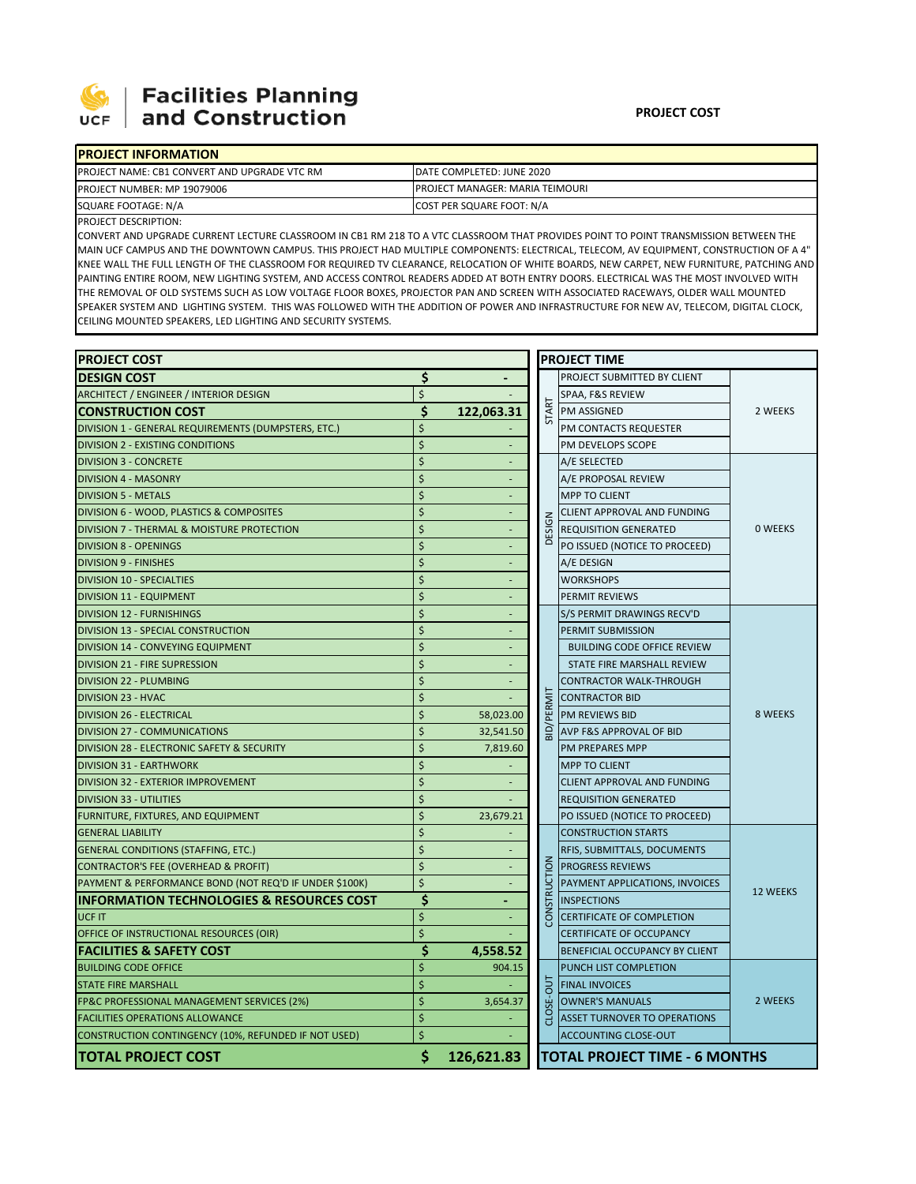**Facilities Planning and Construction**

**PROJECT COST**

| PROJECT INFORMATION | |
|---|---|
| PROJECT NAME: CB1 CONVERT AND UPGRADE VTC RM | DATE COMPLETED: JUNE 2020 |
| PROJECT NUMBER: MP 19079006 | PROJECT MANAGER: MARIA TEIMOURI |
| SQUARE FOOTAGE: N/A | COST PER SQUARE FOOT: N/A |

PROJECT DESCRIPTION:

CONVERT AND UPGRADE CURRENT LECTURE CLASSROOM IN CB1 RM 218 TO A VTC CLASSROOM THAT PROVIDES POINT TO POINT TRANSMISSION BETWEEN THE MAIN UCF CAMPUS AND THE DOWNTOWN CAMPUS. THIS PROJECT HAD MULTIPLE COMPONENTS: ELECTRICAL, TELECOM, AV EQUIPMENT, CONSTRUCTION OF A 4" KNEE WALL THE FULL LENGTH OF THE CLASSROOM FOR REQUIRED TV CLEARANCE, RELOCATION OF WHITE BOARDS, NEW CARPET, NEW FURNITURE, PATCHING AND PAINTING ENTIRE ROOM, NEW LIGHTING SYSTEM, AND ACCESS CONTROL READERS ADDED AT BOTH ENTRY DOORS. ELECTRICAL WAS THE MOST INVOLVED WITH THE REMOVAL OF OLD SYSTEMS SUCH AS LOW VOLTAGE FLOOR BOXES, PROJECTOR PAN AND SCREEN WITH ASSOCIATED RACEWAYS, OLDER WALL MOUNTED SPEAKER SYSTEM AND LIGHTING SYSTEM. THIS WAS FOLLOWED WITH THE ADDITION OF POWER AND INFRASTRUCTURE FOR NEW AV, TELECOM, DIGITAL CLOCK, CEILING MOUNTED SPEAKERS, LED LIGHTING AND SECURITY SYSTEMS.

| PROJECT COST | |
|---|---|
| **DESIGN COST** | **$ -** |
| ARCHITECT / ENGINEER / INTERIOR DESIGN | $ - |
| **CONSTRUCTION COST** | **$ 122,063.31** |
| DIVISION 1 - GENERAL REQUIREMENTS (DUMPSTERS, ETC.) | $ - |
| DIVISION 2 - EXISTING CONDITIONS | $ - |
| DIVISION 3 - CONCRETE | $ - |
| DIVISION 4 - MASONRY | $ - |
| DIVISION 5 - METALS | $ - |
| DIVISION 6 - WOOD, PLASTICS & COMPOSITES | $ - |
| DIVISION 7 - THERMAL & MOISTURE PROTECTION | $ - |
| DIVISION 8 - OPENINGS | $ - |
| DIVISION 9 - FINISHES | $ - |
| DIVISION 10 - SPECIALTIES | $ - |
| DIVISION 11 - EQUIPMENT | $ - |
| DIVISION 12 - FURNISHINGS | $ - |
| DIVISION 13 - SPECIAL CONSTRUCTION | $ - |
| DIVISION 14 - CONVEYING EQUIPMENT | $ - |
| DIVISION 21 - FIRE SUPRESSION | $ - |
| DIVISION 22 - PLUMBING | $ - |
| DIVISION 23 - HVAC | $ - |
| DIVISION 26 - ELECTRICAL | $ 58,023.00 |
| DIVISION 27 - COMMUNICATIONS | $ 32,541.50 |
| DIVISION 28 - ELECTRONIC SAFETY & SECURITY | $ 7,819.60 |
| DIVISION 31 - EARTHWORK | $ - |
| DIVISION 32 - EXTERIOR IMPROVEMENT | $ - |
| DIVISION 33 - UTILITIES | $ - |
| FURNITURE, FIXTURES, AND EQUIPMENT | $ 23,679.21 |
| GENERAL LIABILITY | $ - |
| GENERAL CONDITIONS (STAFFING, ETC.) | $ - |
| CONTRACTOR'S FEE (OVERHEAD & PROFIT) | $ - |
| PAYMENT & PERFORMANCE BOND (NOT REQ'D IF UNDER $100K) | $ - |
| **INFORMATION TECHNOLOGIES & RESOURCES COST** | **$ -** |
| UCF IT | $ - |
| OFFICE OF INSTRUCTIONAL RESOURCES (OIR) | $ - |
| **FACILITIES & SAFETY COST** | **$ 4,558.52** |
| BUILDING CODE OFFICE | $ 904.15 |
| STATE FIRE MARSHALL | $ - |
| FP&C PROFESSIONAL MANAGEMENT SERVICES (2%) | $ 3,654.37 |
| FACILITIES OPERATIONS ALLOWANCE | $ - |
| CONSTRUCTION CONTINGENCY (10%, REFUNDED IF NOT USED) | $ - |
| **TOTAL PROJECT COST** | **$ 126,621.83** |

| PROJECT TIME | | |
|---|---|---|
| START | PROJECT SUBMITTED BY CLIENT | 2 WEEKS |
| | SPAA, F&S REVIEW | |
| | PM ASSIGNED | |
| | PM CONTACTS REQUESTER | |
| | PM DEVELOPS SCOPE | |
| DESIGN | A/E SELECTED | 0 WEEKS |
| | A/E PROPOSAL REVIEW | |
| | MPP TO CLIENT | |
| | CLIENT APPROVAL AND FUNDING | |
| | REQUISITION GENERATED | |
| | PO ISSUED (NOTICE TO PROCEED) | |
| | A/E DESIGN | |
| | WORKSHOPS | |
| | PERMIT REVIEWS | |
| BID/PERMIT | S/S PERMIT DRAWINGS RECV'D | 8 WEEKS |
| | PERMIT SUBMISSION | |
| | BUILDING CODE OFFICE REVIEW | |
| | STATE FIRE MARSHALL REVIEW | |
| | CONTRACTOR WALK-THROUGH | |
| | CONTRACTOR BID | |
| | PM REVIEWS BID | |
| | AVP F&S APPROVAL OF BID | |
| | PM PREPARES MPP | |
| | MPP TO CLIENT | |
| | CLIENT APPROVAL AND FUNDING | |
| | REQUISITION GENERATED | |
| | PO ISSUED (NOTICE TO PROCEED) | |
| CONSTRUCTION | CONSTRUCTION STARTS | 12 WEEKS |
| | RFIS, SUBMITTALS, DOCUMENTS | |
| | PROGRESS REVIEWS | |
| | PAYMENT APPLICATIONS, INVOICES | |
| | INSPECTIONS | |
| | CERTIFICATE OF COMPLETION | |
| | CERTIFICATE OF OCCUPANCY | |
| | BENEFICIAL OCCUPANCY BY CLIENT | |
| CLOSE-OUT | PUNCH LIST COMPLETION | 2 WEEKS |
| | FINAL INVOICES | |
| | OWNER'S MANUALS | |
| | ASSET TURNOVER TO OPERATIONS | |
| | ACCOUNTING CLOSE-OUT | |
| **TOTAL PROJECT TIME - 6 MONTHS** | | |